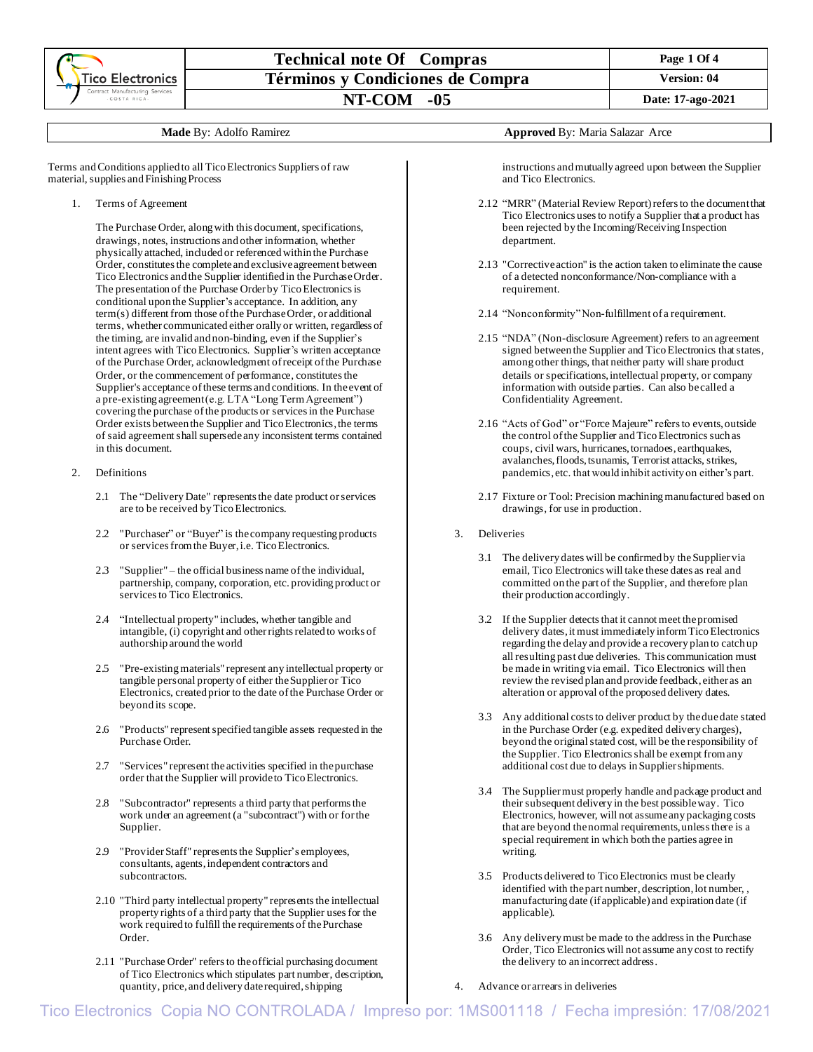| Tico Electronics | Technical note Of Compras | Page 1 Of 4 |
|---|---|---|
| | Términos y Condiciones de Compra | Version: 04 |
| | NT-COM -05 | Date: 17-ago-2021 |

**Made** By: Adolfo Ramirez **Approved** By: Maria Salazar Arce

Terms and Conditions applied to all Tico Electronics Suppliers of raw material, supplies and Finishing Process

1. Terms of Agreement

   The Purchase Order, along with this document, specifications, drawings, notes, instructions and other information, whether physically attached, included or referenced within the Purchase Order, constitutes the complete and exclusive agreement between Tico Electronics and the Supplier identified in the Purchase Order. The presentation of the Purchase Order by Tico Electronics is conditional upon the Supplier's acceptance. In addition, any term(s) different from those of the Purchase Order, or additional terms, whether communicated either orally or written, regardless of the timing, are invalid and non-binding, even if the Supplier's intent agrees with Tico Electronics. Supplier's written acceptance of the Purchase Order, acknowledgment of receipt of the Purchase Order, or the commencement of performance, constitutes the Supplier's acceptance of these terms and conditions. In the event of a pre-existing agreement (e.g. LTA "Long Term Agreement") covering the purchase of the products or services in the Purchase Order exists between the Supplier and Tico Electronics, the terms of said agreement shall supersede any inconsistent terms contained in this document.

2. Definitions

   2.1 The "Delivery Date" represents the date product or services are to be received by Tico Electronics.

   2.2 "Purchaser" or "Buyer" is the company requesting products or services from the Buyer, i.e. Tico Electronics.

   2.3 "Supplier" – the official business name of the individual, partnership, company, corporation, etc. providing product or services to Tico Electronics.

   2.4 "Intellectual property" includes, whether tangible and intangible, (i) copyright and other rights related to works of authorship around the world

   2.5 "Pre-existing materials" represent any intellectual property or tangible personal property of either the Supplier or Tico Electronics, created prior to the date of the Purchase Order or beyond its scope.

   2.6 "Products" represent specified tangible assets requested in the Purchase Order.

   2.7 "Services" represent the activities specified in the purchase order that the Supplier will provide to Tico Electronics.

   2.8 "Subcontractor" represents a third party that performs the work under an agreement (a "subcontract") with or for the Supplier.

   2.9 "Provider Staff" represents the Supplier's employees, consultants, agents, independent contractors and subcontractors.

   2.10 "Third party intellectual property" represents the intellectual property rights of a third party that the Supplier uses for the work required to fulfill the requirements of the Purchase Order.

   2.11 "Purchase Order" refers to the official purchasing document of Tico Electronics which stipulates part number, description, quantity, price, and delivery date required, shipping instructions and mutually agreed upon between the Supplier and Tico Electronics.

   2.12 "MRR" (Material Review Report) refers to the document that Tico Electronics uses to notify a Supplier that a product has been rejected by the Incoming/Receiving Inspection department.

   2.13 "Corrective action" is the action taken to eliminate the cause of a detected nonconformance/Non-compliance with a requirement.

   2.14 "Nonconformity" Non-fulfillment of a requirement.

   2.15 "NDA" (Non-disclosure Agreement) refers to an agreement signed between the Supplier and Tico Electronics that states, among other things, that neither party will share product details or specifications, intellectual property, or company information with outside parties. Can also be called a Confidentiality Agreement.

   2.16 "Acts of God" or "Force Majeure" refers to events, outside the control of the Supplier and Tico Electronics such as coups, civil wars, hurricanes, tornadoes, earthquakes, avalanches, floods, tsunamis, Terrorist attacks, strikes, pandemics, etc. that would inhibit activity on either's part.

   2.17 Fixture or Tool: Precision machining manufactured based on drawings, for use in production.

3. Deliveries

   3.1 The delivery dates will be confirmed by the Supplier via email, Tico Electronics will take these dates as real and committed on the part of the Supplier, and therefore plan their production accordingly.

   3.2 If the Supplier detects that it cannot meet the promised delivery dates, it must immediately inform Tico Electronics regarding the delay and provide a recovery plan to catch up all resulting past due deliveries. This communication must be made in writing via email. Tico Electronics will then review the revised plan and provide feedback, either as an alteration or approval of the proposed delivery dates.

   3.3 Any additional costs to deliver product by the due date stated in the Purchase Order (e.g. expedited delivery charges), beyond the original stated cost, will be the responsibility of the Supplier. Tico Electronics shall be exempt from any additional cost due to delays in Supplier shipments.

   3.4 The Supplier must properly handle and package product and their subsequent delivery in the best possible way. Tico Electronics, however, will not assume any packaging costs that are beyond the normal requirements, unless there is a special requirement in which both the parties agree in writing.

   3.5 Products delivered to Tico Electronics must be clearly identified with the part number, description, lot number, , manufacturing date (if applicable) and expiration date (if applicable).

   3.6 Any delivery must be made to the address in the Purchase Order, Tico Electronics will not assume any cost to rectify the delivery to an incorrect address.

4. Advance or arrears in deliveries

Tico Electronics Copia NO CONTROLADA / Impreso por: 1MS001118 / Fecha impresión: 17/08/2021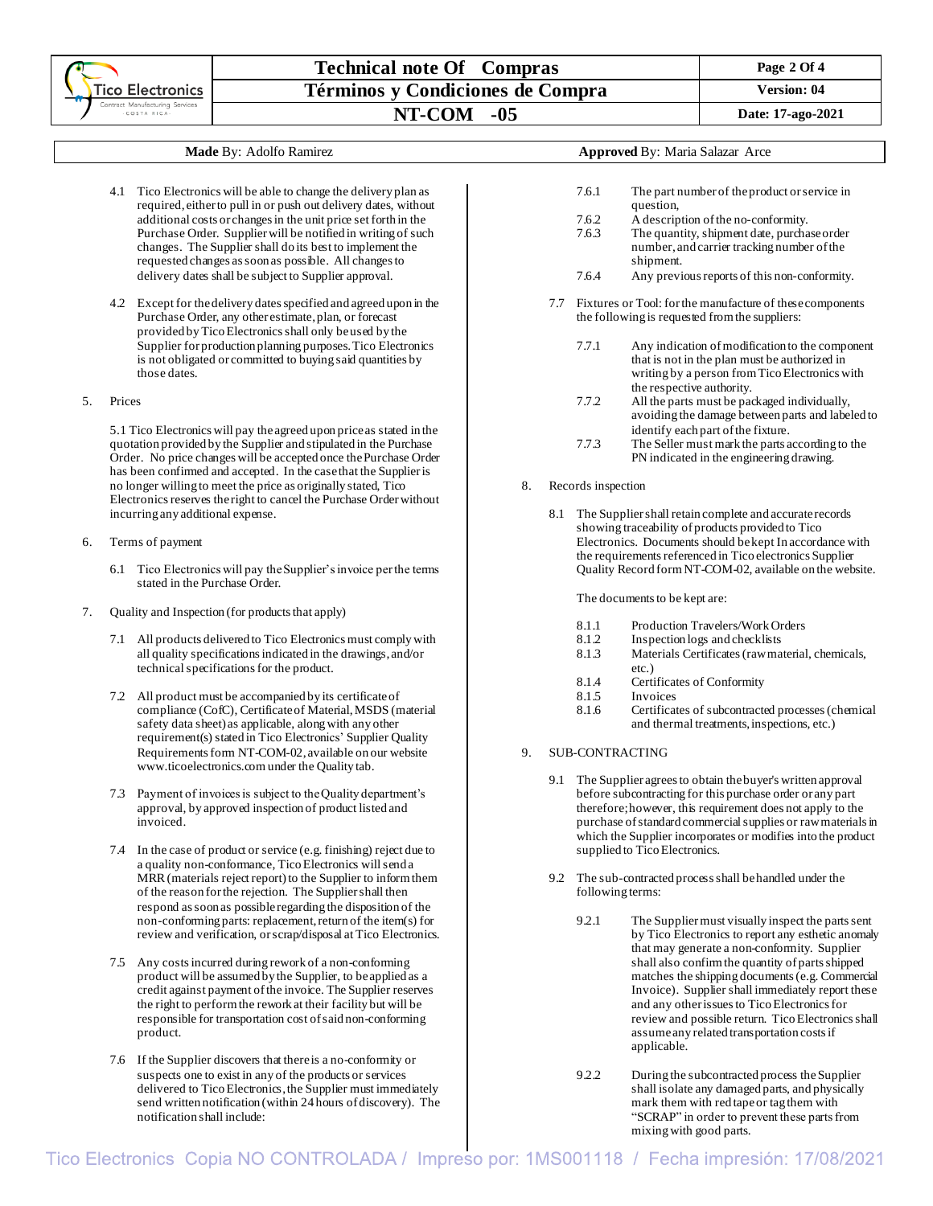4.1 Tico Electronics will be able to change the delivery plan as required, either to pull in or push out delivery dates, without additional costs or changes in the unit price set forth in the Purchase Order. Supplier will be notified in writing of such changes. The Supplier shall do its best to implement the requested changes as soon as possible. All changes to delivery dates shall be subject to Supplier approval.

4.2 Except for the delivery dates specified and agreed upon in the Purchase Order, any other estimate, plan, or forecast provided by Tico Electronics shall only be used by the Supplier for production planning purposes. Tico Electronics is not obligated or committed to buying said quantities by those dates.

5. Prices

5.1 Tico Electronics will pay the agreed upon price as stated in the quotation provided by the Supplier and stipulated in the Purchase Order. No price changes will be accepted once the Purchase Order has been confirmed and accepted. In the case that the Supplier is no longer willing to meet the price as originally stated, Tico Electronics reserves the right to cancel the Purchase Order without incurring any additional expense.

6. Terms of payment

6.1 Tico Electronics will pay the Supplier's invoice per the terms stated in the Purchase Order.

7. Quality and Inspection (for products that apply)

7.1 All products delivered to Tico Electronics must comply with all quality specifications indicated in the drawings, and/or technical specifications for the product.

7.2 All product must be accompanied by its certificate of compliance (CofC), Certificate of Material, MSDS (material safety data sheet) as applicable, along with any other requirement(s) stated in Tico Electronics' Supplier Quality Requirements form NT-COM-02, available on our website www.ticoelectronics.com under the Quality tab.

7.3 Payment of invoices is subject to the Quality department's approval, by approved inspection of product listed and invoiced.

7.4 In the case of product or service (e.g. finishing) reject due to a quality non-conformance, Tico Electronics will send a MRR (materials reject report) to the Supplier to inform them of the reason for the rejection. The Supplier shall then respond as soon as possible regarding the disposition of the non-conforming parts: replacement, return of the item(s) for review and verification, or scrap/disposal at Tico Electronics.

7.5 Any costs incurred during rework of a non-conforming product will be assumed by the Supplier, to be applied as a credit against payment of the invoice. The Supplier reserves the right to perform the rework at their facility but will be responsible for transportation cost of said non-conforming product.

7.6 If the Supplier discovers that there is a no-conformity or suspects one to exist in any of the products or services delivered to Tico Electronics, the Supplier must immediately send written notification (within 24 hours of discovery). The notification shall include:

- 7.6.1 The part number of the product or service in question,
- 7.6.2 A description of the no-conformity.
- 7.6.3 The quantity, shipment date, purchase order number, and carrier tracking number of the shipment.
- 7.6.4 Any previous reports of this non-conformity.

7.7 Fixtures or Tool: for the manufacture of these components the following is requested from the suppliers:

- 7.7.1 Any indication of modification to the component that is not in the plan must be authorized in writing by a person from Tico Electronics with the respective authority.
- 7.7.2 All the parts must be packaged individually, avoiding the damage between parts and labeled to identify each part of the fixture.
- 7.7.3 The Seller must mark the parts according to the PN indicated in the engineering drawing.

8. Records inspection

8.1 The Supplier shall retain complete and accurate records showing traceability of products provided to Tico Electronics. Documents should be kept In accordance with the requirements referenced in Tico electronics Supplier Quality Record form NT-COM-02, available on the website.

The documents to be kept are:

- 8.1.1 Production Travelers/Work Orders
- 8.1.2 Inspection logs and checklists
- 8.1.3 Materials Certificates (raw material, chemicals, etc.)
- 8.1.4 Certificates of Conformity
- 8.1.5 Invoices
- 8.1.6 Certificates of subcontracted processes (chemical and thermal treatments, inspections, etc.)

9. SUB-CONTRACTING

9.1 The Supplier agrees to obtain the buyer's written approval before subcontracting for this purchase order or any part therefore; however, this requirement does not apply to the purchase of standard commercial supplies or raw materials in which the Supplier incorporates or modifies into the product supplied to Tico Electronics.

9.2 The sub-contracted process shall be handled under the following terms:

- 9.2.1 The Supplier must visually inspect the parts sent by Tico Electronics to report any esthetic anomaly that may generate a non-conformity. Supplier shall also confirm the quantity of parts shipped matches the shipping documents (e.g. Commercial Invoice). Supplier shall immediately report these and any other issues to Tico Electronics for review and possible return. Tico Electronics shall assume any related transportation costs if applicable.
- 9.2.2 During the subcontracted process the Supplier shall isolate any damaged parts, and physically mark them with red tape or tag them with "SCRAP" in order to prevent these parts from mixing with good parts.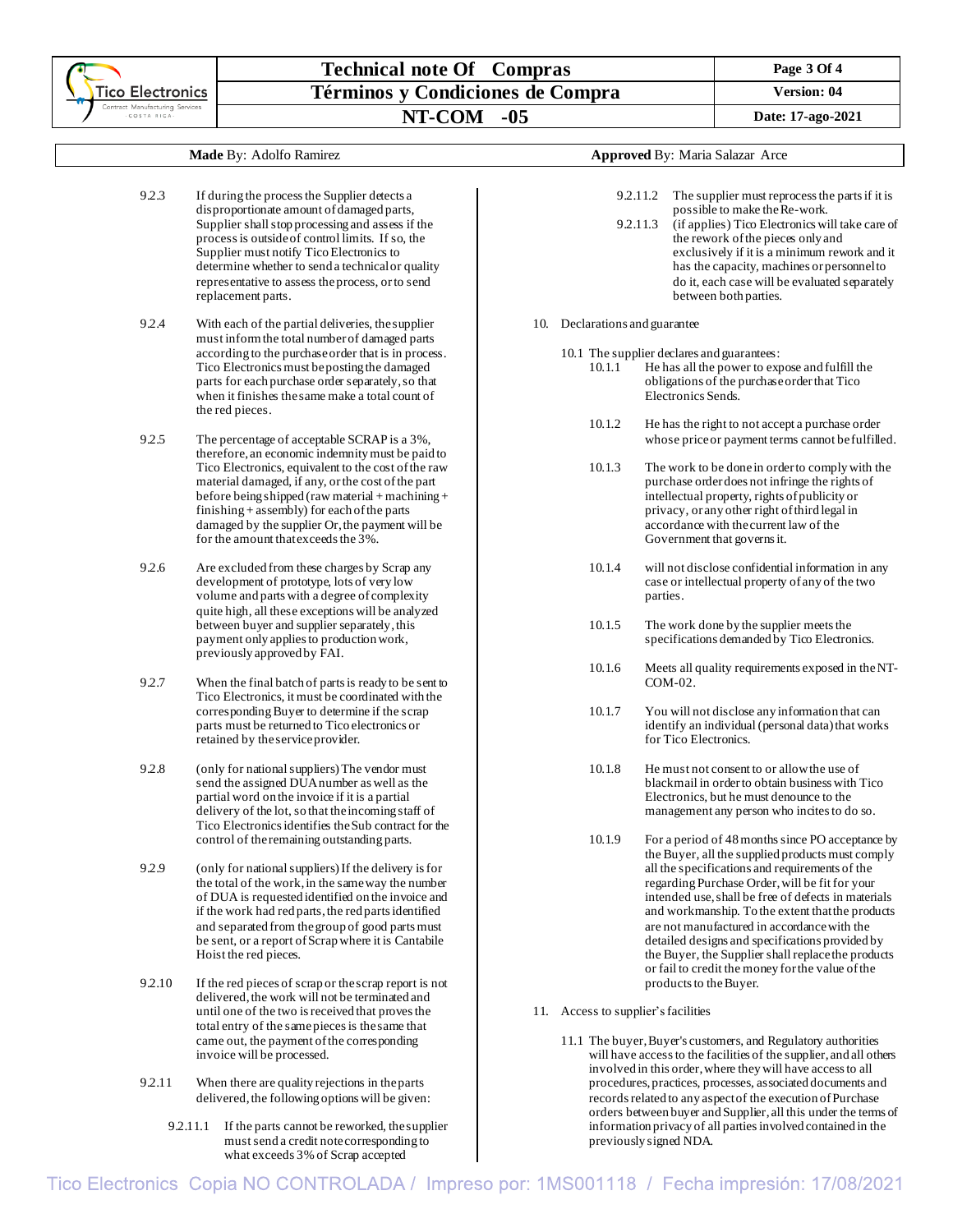9.2.3 If during the process the Supplier detects a disproportionate amount of damaged parts, Supplier shall stop processing and assess if the process is outside of control limits. If so, the Supplier must notify Tico Electronics to determine whether to send a technical or quality representative to assess the process, or to send replacement parts.

9.2.4 With each of the partial deliveries, the supplier must inform the total number of damaged parts according to the purchase order that is in process. Tico Electronics must be posting the damaged parts for each purchase order separately, so that when it finishes the same make a total count of the red pieces.

9.2.5 The percentage of acceptable SCRAP is a 3%, therefore, an economic indemnity must be paid to Tico Electronics, equivalent to the cost of the raw material damaged, if any, or the cost of the part before being shipped (raw material + machining + finishing + assembly) for each of the parts damaged by the supplier Or, the payment will be for the amount that exceeds the 3%.

9.2.6 Are excluded from these charges by Scrap any development of prototype, lots of very low volume and parts with a degree of complexity quite high, all these exceptions will be analyzed between buyer and supplier separately, this payment only applies to production work, previously approved by FAI.

9.2.7 When the final batch of parts is ready to be sent to Tico Electronics, it must be coordinated with the corresponding Buyer to determine if the scrap parts must be returned to Tico electronics or retained by the service provider.

9.2.8 (only for national suppliers) The vendor must send the assigned DUA number as well as the partial word on the invoice if it is a partial delivery of the lot, so that the incoming staff of Tico Electronics identifies the Sub contract for the control of the remaining outstanding parts.

9.2.9 (only for national suppliers) If the delivery is for the total of the work, in the same way the number of DUA is requested identified on the invoice and if the work had red parts, the red parts identified and separated from the group of good parts must be sent, or a report of Scrap where it is Cantabile Hoist the red pieces.

9.2.10 If the red pieces of scrap or the scrap report is not delivered, the work will not be terminated and until one of the two is received that proves the total entry of the same pieces is the same that came out, the payment of the corresponding invoice will be processed.

9.2.11 When there are quality rejections in the parts delivered, the following options will be given:

9.2.11.1 If the parts cannot be reworked, the supplier must send a credit note corresponding to what exceeds 3% of Scrap accepted

9.2.11.2 The supplier must reprocess the parts if it is possible to make the Re-work.

9.2.11.3 (if applies) Tico Electronics will take care of the rework of the pieces only and exclusively if it is a minimum rework and it has the capacity, machines or personnel to do it, each case will be evaluated separately between both parties.

10. Declarations and guarantee

10.1 The supplier declares and guarantees:

10.1.1 He has all the power to expose and fulfill the obligations of the purchase order that Tico Electronics Sends.

10.1.2 He has the right to not accept a purchase order whose price or payment terms cannot be fulfilled.

10.1.3 The work to be done in order to comply with the purchase order does not infringe the rights of intellectual property, rights of publicity or privacy, or any other right of third legal in accordance with the current law of the Government that governs it.

10.1.4 will not disclose confidential information in any case or intellectual property of any of the two parties.

10.1.5 The work done by the supplier meets the specifications demanded by Tico Electronics.

10.1.6 Meets all quality requirements exposed in the NT-COM-02.

10.1.7 You will not disclose any information that can identify an individual (personal data) that works for Tico Electronics.

10.1.8 He must not consent to or allow the use of blackmail in order to obtain business with Tico Electronics, but he must denounce to the management any person who incites to do so.

10.1.9 For a period of 48 months since PO acceptance by the Buyer, all the supplied products must comply all the specifications and requirements of the regarding Purchase Order, will be fit for your intended use, shall be free of defects in materials and workmanship. To the extent that the products are not manufactured in accordance with the detailed designs and specifications provided by the Buyer, the Supplier shall replace the products or fail to credit the money for the value of the products to the Buyer.

11. Access to supplier's facilities

11.1 The buyer, Buyer's customers, and Regulatory authorities will have access to the facilities of the supplier, and all others involved in this order, where they will have access to all procedures, practices, processes, associated documents and records related to any aspect of the execution of Purchase orders between buyer and Supplier, all this under the terms of information privacy of all parties involved contained in the previously signed NDA.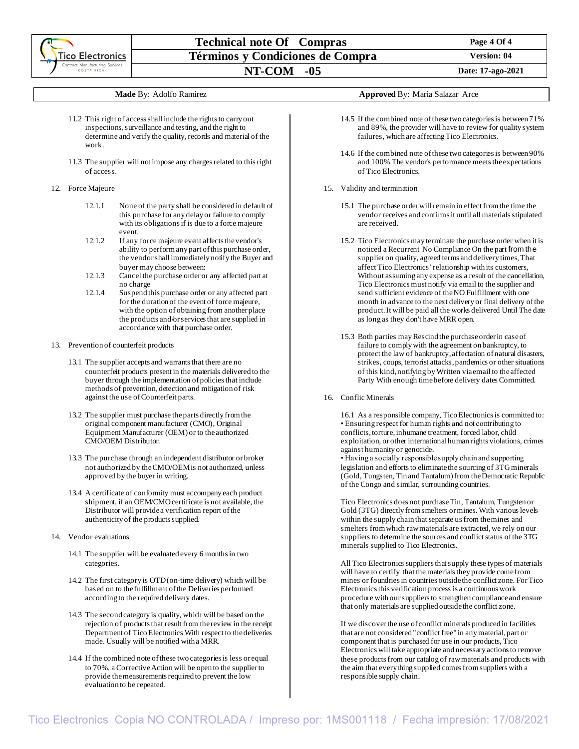11.2 This right of access shall include the rights to carry out inspections, surveillance and testing, and the right to determine and verify the quality, records and material of the work.

11.3 The supplier will not impose any charges related to this right of access.

12. Force Majeure

12.1.1 None of the party shall be considered in default of this purchase for any delay or failure to comply with its obligations if is due to a force majeure event.

12.1.2 If any force majeure event affects the vendor's ability to perform any part of this purchase order, the vendor shall immediately notify the Buyer and buyer may choose between:

12.1.3 Cancel the purchase order or any affected part at no charge

12.1.4 Suspend this purchase order or any affected part for the duration of the event of force majeure, with the option of obtaining from another place the products and/or services that are supplied in accordance with that purchase order.

13. Prevention of counterfeit products

13.1 The supplier accepts and warrants that there are no counterfeit products present in the materials delivered to the buyer through the implementation of policies that include methods of prevention, detection and mitigation of risk against the use of Counterfeit parts.

13.2 The supplier must purchase the parts directly from the original component manufacturer (CMO), Original Equipment Manufacturer (OEM) or to the authorized CMO/OEM Distributor.

13.3 The purchase through an independent distributor or broker not authorized by the CMO/OEM is not authorized, unless approved by the buyer in writing.

13.4 A certificate of conformity must accompany each product shipment, if an OEM/CMO certificate is not available, the Distributor will provide a verification report of the authenticity of the products supplied.

14. Vendor evaluations

14.1 The supplier will be evaluated every 6 months in two categories.

14.2 The first category is OTD (on-time delivery) which will be based on to the fulfillment of the Deliveries performed according to the required delivery dates.

14.3 The second category is quality, which will be based on the rejection of products that result from the review in the receipt Department of Tico Electronics With respect to the deliveries made. Usually will be notified with a MRR.

14.4 If the combined note of these two categories is less or equal to 70%, a Corrective Action will be open to the supplier to provide the measurements required to prevent the low evaluation to be repeated.

14.5 If the combined note of these two categories is between 71% and 89%, the provider will have to review for quality system failures, which are affecting Tico Electronics.

14.6 If the combined note of these two categories is between 90% and 100% The vendor's performance meets the expectations of Tico Electronics.

15. Validity and termination

15.1 The purchase order will remain in effect from the time the vendor receives and confirms it until all materials stipulated are received.

15.2 Tico Electronics may terminate the purchase order when it is noticed a Recurrent No Compliance On the part from the supplier on quality, agreed terms and delivery times, That affect Tico Electronics' relationship with its customers, Without assuming any expense as a result of the cancellation, Tico Electronics must notify via email to the supplier and send sufficient evidence of the NO Fulfillment with one month in advance to the next delivery or final delivery of the product. It will be paid all the works delivered Until The date as long as they don't have MRR open.

15.3 Both parties may Rescind the purchase order in case of failure to comply with the agreement on bankruptcy, to protect the law of bankruptcy, affectation of natural disasters, strikes, coups, terrorist attacks, pandemics or other situations of this kind, notifying by Written via email to the affected Party With enough time before delivery dates Committed.

16. Conflic Minerals

16.1 As a responsible company, Tico Electronics is committed to:
• Ensuring respect for human rights and not contributing to conflicts, torture, inhumane treatment, forced labor, child exploitation, or other international human rights violations, crimes against humanity or genocide.
• Having a socially responsible supply chain and supporting legislation and efforts to eliminate the sourcing of 3TG minerals (Gold, Tungsten, Tin and Tantalum) from the Democratic Republic of the Congo and similar, surrounding countries.

Tico Electronics does not purchase Tin, Tantalum, Tungsten or Gold (3TG) directly from smelters or mines. With various levels within the supply chain that separate us from the mines and smelters from which raw materials are extracted, we rely on our suppliers to determine the sources and conflict status of the 3TG minerals supplied to Tico Electronics.

All Tico Electronics suppliers that supply these types of materials will have to certify that the materials they provide come from mines or foundries in countries outside the conflict zone. For Tico Electronics this verification process is a continuous work procedure with our suppliers to strengthen compliance and ensure that only materials are supplied outside the conflict zone.

If we discover the use of conflict minerals produced in facilities that are not considered "conflict free" in any material, part or component that is purchased for use in our products, Tico Electronics will take appropriate and necessary actions to remove these products from our catalog of raw materials and products with the aim that everything supplied comes from suppliers with a responsible supply chain.